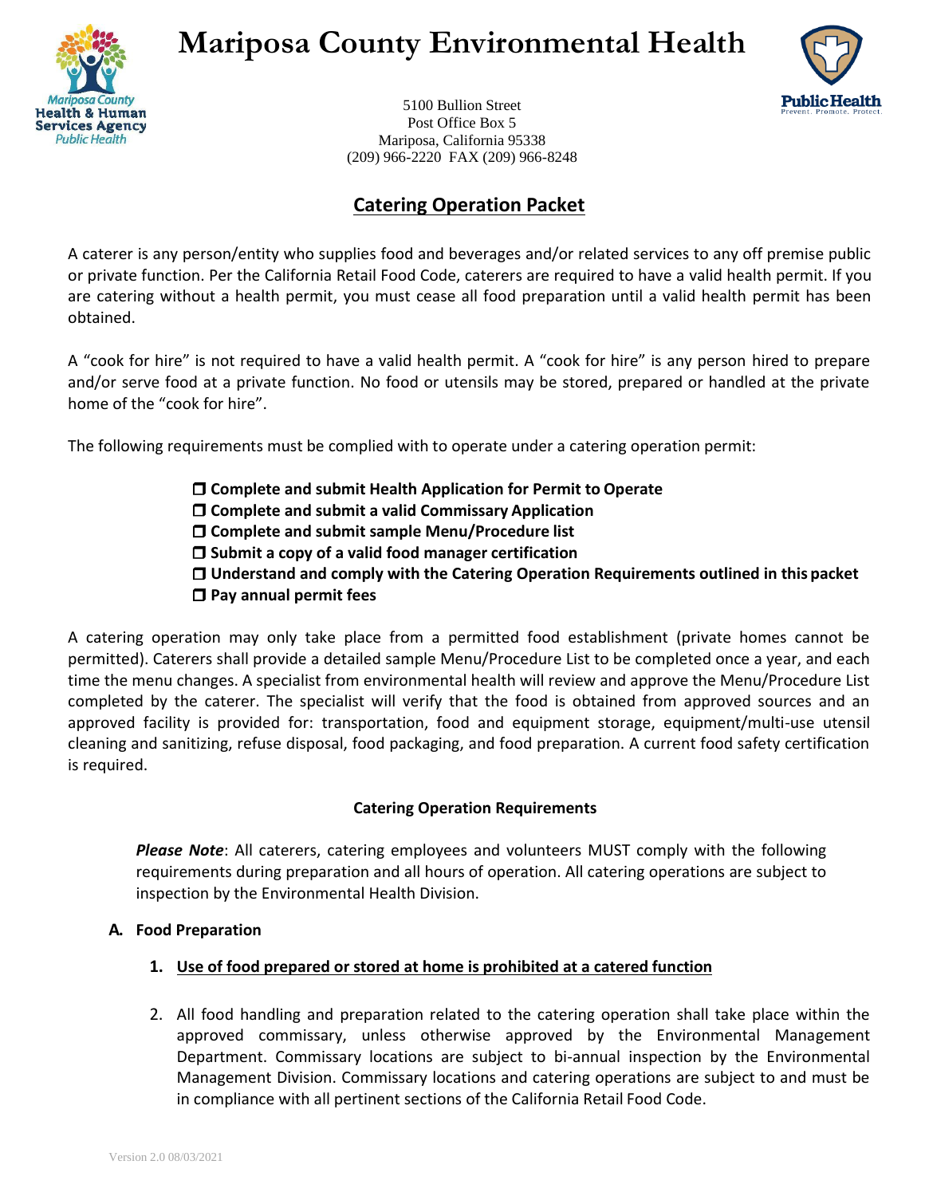# Mariposa County Environmental Health

5100 Bullion Street
Post Office Box 5
Mariposa, California 95338
(209) 966-2220 FAX (209) 966-8248

## Catering Operation Packet

A caterer is any person/entity who supplies food and beverages and/or related services to any off premise public or private function. Per the California Retail Food Code, caterers are required to have a valid health permit. If you are catering without a health permit, you must cease all food preparation until a valid health permit has been obtained.

A "cook for hire" is not required to have a valid health permit. A "cook for hire" is any person hired to prepare and/or serve food at a private function. No food or utensils may be stored, prepared or handled at the private home of the "cook for hire".

The following requirements must be complied with to operate under a catering operation permit:

- ☐ **Complete and submit Health Application for Permit to Operate**
- ☐ **Complete and submit a valid Commissary Application**
- ☐ **Complete and submit sample Menu/Procedure list**
- ☐ **Submit a copy of a valid food manager certification**
- ☐ **Understand and comply with the Catering Operation Requirements outlined in this packet**
- ☐ **Pay annual permit fees**

A catering operation may only take place from a permitted food establishment (private homes cannot be permitted). Caterers shall provide a detailed sample Menu/Procedure List to be completed once a year, and each time the menu changes. A specialist from environmental health will review and approve the Menu/Procedure List completed by the caterer. The specialist will verify that the food is obtained from approved sources and an approved facility is provided for: transportation, food and equipment storage, equipment/multi-use utensil cleaning and sanitizing, refuse disposal, food packaging, and food preparation. A current food safety certification is required.

### Catering Operation Requirements

***Please Note***: All caterers, catering employees and volunteers MUST comply with the following requirements during preparation and all hours of operation. All catering operations are subject to inspection by the Environmental Health Division.

**A. Food Preparation**

1. **Use of food prepared or stored at home is prohibited at a catered function**

2. All food handling and preparation related to the catering operation shall take place within the approved commissary, unless otherwise approved by the Environmental Management Department. Commissary locations are subject to bi-annual inspection by the Environmental Management Division. Commissary locations and catering operations are subject to and must be in compliance with all pertinent sections of the California Retail Food Code.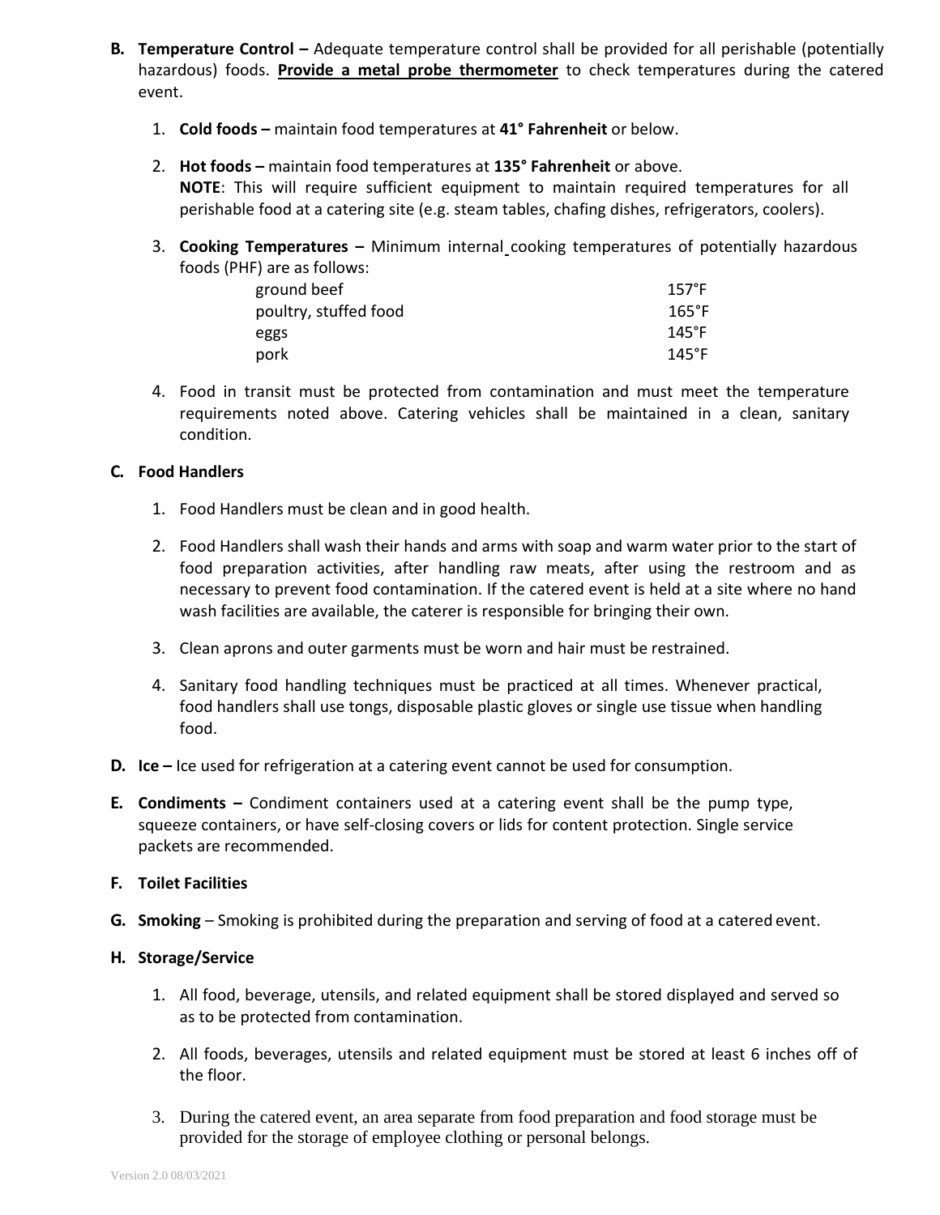**B. Temperature Control –** Adequate temperature control shall be provided for all perishable (potentially hazardous) foods. **Provide a metal probe thermometer** to check temperatures during the catered event.

1. **Cold foods –** maintain food temperatures at **41° Fahrenheit** or below.

2. **Hot foods –** maintain food temperatures at **135° Fahrenheit** or above.
   **NOTE**: This will require sufficient equipment to maintain required temperatures for all perishable food at a catering site (e.g. steam tables, chafing dishes, refrigerators, coolers).

3. **Cooking Temperatures –** Minimum internal cooking temperatures of potentially hazardous foods (PHF) are as follows:

| | |
|---|---|
| ground beef | 157°F |
| poultry, stuffed food | 165°F |
| eggs | 145°F |
| pork | 145°F |

4. Food in transit must be protected from contamination and must meet the temperature requirements noted above. Catering vehicles shall be maintained in a clean, sanitary condition.

**C. Food Handlers**

1. Food Handlers must be clean and in good health.

2. Food Handlers shall wash their hands and arms with soap and warm water prior to the start of food preparation activities, after handling raw meats, after using the restroom and as necessary to prevent food contamination. If the catered event is held at a site where no hand wash facilities are available, the caterer is responsible for bringing their own.

3. Clean aprons and outer garments must be worn and hair must be restrained.

4. Sanitary food handling techniques must be practiced at all times. Whenever practical, food handlers shall use tongs, disposable plastic gloves or single use tissue when handling food.

**D. Ice –** Ice used for refrigeration at a catering event cannot be used for consumption.

**E. Condiments –** Condiment containers used at a catering event shall be the pump type, squeeze containers, or have self-closing covers or lids for content protection. Single service packets are recommended.

**F. Toilet Facilities**

**G. Smoking** – Smoking is prohibited during the preparation and serving of food at a catered event.

**H. Storage/Service**

1. All food, beverage, utensils, and related equipment shall be stored displayed and served so as to be protected from contamination.

2. All foods, beverages, utensils and related equipment must be stored at least 6 inches off of the floor.

3. During the catered event, an area separate from food preparation and food storage must be provided for the storage of employee clothing or personal belongs.

Version 2.0 08/03/2021